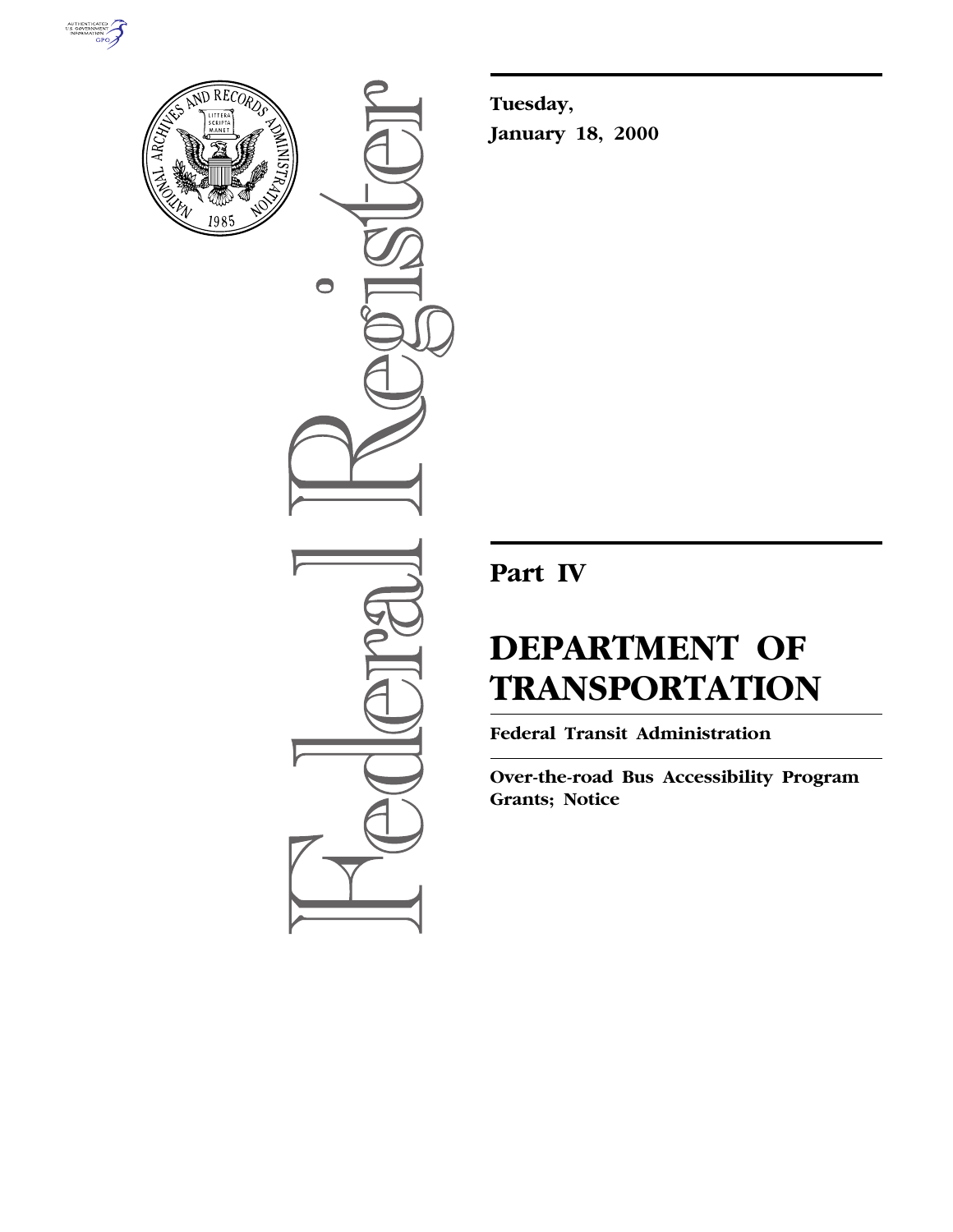**Tuesday,**

**January 18, 2000**

## Part IV

# DEPARTMENT OF TRANSPORTATION

**Federal Transit Administration**

**Over-the-road Bus Accessibility Program Grants; Notice**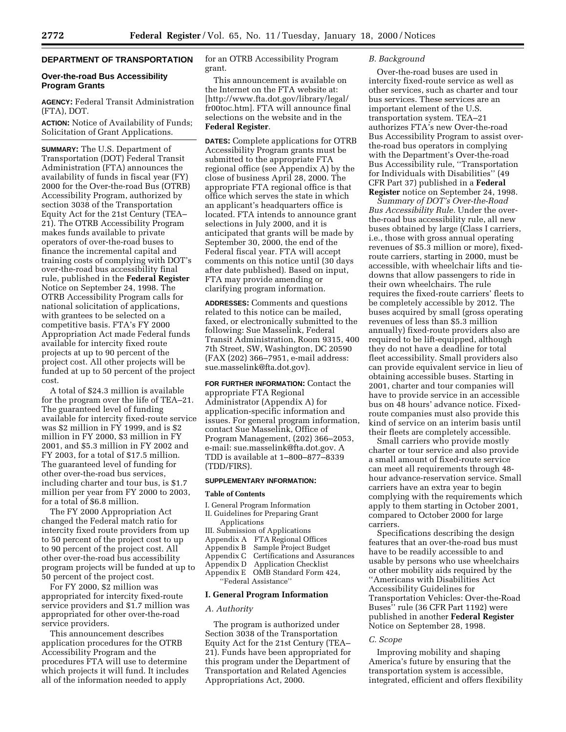## DEPARTMENT OF TRANSPORTATION

### Over-the-road Bus Accessibility Program Grants

**AGENCY:** Federal Transit Administration (FTA), DOT.

**ACTION:** Notice of Availability of Funds; Solicitation of Grant Applications.

**SUMMARY:** The U.S. Department of Transportation (DOT) Federal Transit Administration (FTA) announces the availability of funds in fiscal year (FY) 2000 for the Over-the-road Bus (OTRB) Accessibility Program, authorized by section 3038 of the Transportation Equity Act for the 21st Century (TEA–21). The OTRB Accessibility Program makes funds available to private operators of over-the-road buses to finance the incremental capital and training costs of complying with DOT's over-the-road bus accessibility final rule, published in the **Federal Register** Notice on September 24, 1998. The OTRB Accessibility Program calls for national solicitation of applications, with grantees to be selected on a competitive basis. FTA's FY 2000 Appropriation Act made Federal funds available for intercity fixed route projects at up to 90 percent of the project cost. All other projects will be funded at up to 50 percent of the project cost.

A total of $24.3 million is available for the program over the life of TEA–21. The guaranteed level of funding available for intercity fixed-route service was $2 million in FY 1999, and is $2 million in FY 2000, $3 million in FY 2001, and $5.3 million in FY 2002 and FY 2003, for a total of $17.5 million. The guaranteed level of funding for other over-the-road bus services, including charter and tour bus, is $1.7 million per year from FY 2000 to 2003, for a total of $6.8 million.

The FY 2000 Appropriation Act changed the Federal match ratio for intercity fixed route providers from up to 50 percent of the project cost to up to 90 percent of the project cost. All other over-the-road bus accessibility program projects will be funded at up to 50 percent of the project cost.

For FY 2000, $2 million was appropriated for intercity fixed-route service providers and $1.7 million was appropriated for other over-the-road service providers.

This announcement describes application procedures for the OTRB Accessibility Program and the procedures FTA will use to determine which projects it will fund. It includes all of the information needed to apply for an OTRB Accessibility Program grant.

This announcement is available on the Internet on the FTA website at: [http://www.fta.dot.gov/library/legal/fr00toc.htm]. FTA will announce final selections on the website and in the **Federal Register**.

**DATES:** Complete applications for OTRB Accessibility Program grants must be submitted to the appropriate FTA regional office (see Appendix A) by the close of business April 28, 2000. The appropriate FTA regional office is that office which serves the state in which an applicant's headquarters office is located. FTA intends to announce grant selections in July 2000, and it is anticipated that grants will be made by September 30, 2000, the end of the Federal fiscal year. FTA will accept comments on this notice until (30 days after date published). Based on input, FTA may provide amending or clarifying program information.

**ADDRESSES:** Comments and questions related to this notice can be mailed, faxed, or electronically submitted to the following: Sue Masselink, Federal Transit Administration, Room 9315, 400 7th Street, SW, Washington, DC 20590 (FAX (202) 366–7951, e-mail address: sue.masselink@fta.dot.gov).

**FOR FURTHER INFORMATION:** Contact the appropriate FTA Regional Administrator (Appendix A) for application-specific information and issues. For general program information, contact Sue Masselink, Office of Program Management, (202) 366–2053, e-mail: sue.masselink@fta.dot.gov. A TDD is available at 1–800–877–8339 (TDD/FIRS).

**SUPPLEMENTARY INFORMATION:**

**Table of Contents**

I. General Program Information
II. Guidelines for Preparing Grant Applications
III. Submission of Applications
Appendix A FTA Regional Offices
Appendix B Sample Project Budget
Appendix C Certifications and Assurances
Appendix D Application Checklist
Appendix E OMB Standard Form 424, "Federal Assistance"

### I. General Program Information

*A. Authority*

The program is authorized under Section 3038 of the Transportation Equity Act for the 21st Century (TEA–21). Funds have been appropriated for this program under the Department of Transportation and Related Agencies Appropriations Act, 2000.

*B. Background*

Over-the-road buses are used in intercity fixed-route service as well as other services, such as charter and tour bus services. These services are an important element of the U.S. transportation system. TEA–21 authorizes FTA's new Over-the-road Bus Accessibility Program to assist over-the-road bus operators in complying with the Department's Over-the-road Bus Accessibility rule, "Transportation for Individuals with Disabilities" (49 CFR Part 37) published in a **Federal Register** notice on September 24, 1998.

*Summary of DOT's Over-the-Road Bus Accessibility Rule.* Under the over-the-road bus accessibility rule, all new buses obtained by large (Class I carriers, i.e., those with gross annual operating revenues of $5.3 million or more), fixed-route carriers, starting in 2000, must be accessible, with wheelchair lifts and tie-downs that allow passengers to ride in their own wheelchairs. The rule requires the fixed-route carriers' fleets to be completely accessible by 2012. The buses acquired by small (gross operating revenues of less than $5.3 million annually) fixed-route providers also are required to be lift-equipped, although they do not have a deadline for total fleet accessibility. Small providers also can provide equivalent service in lieu of obtaining accessible buses. Starting in 2001, charter and tour companies will have to provide service in an accessible bus on 48 hours' advance notice. Fixed-route companies must also provide this kind of service on an interim basis until their fleets are completely accessible.

Small carriers who provide mostly charter or tour service and also provide a small amount of fixed-route service can meet all requirements through 48-hour advance-reservation service. Small carriers have an extra year to begin complying with the requirements which apply to them starting in October 2001, compared to October 2000 for large carriers.

Specifications describing the design features that an over-the-road bus must have to be readily accessible to and usable by persons who use wheelchairs or other mobility aids required by the "Americans with Disabilities Act Accessibility Guidelines for Transportation Vehicles: Over-the-Road Buses" rule (36 CFR Part 1192) were published in another **Federal Register** Notice on September 28, 1998.

*C. Scope*

Improving mobility and shaping America's future by ensuring that the transportation system is accessible, integrated, efficient and offers flexibility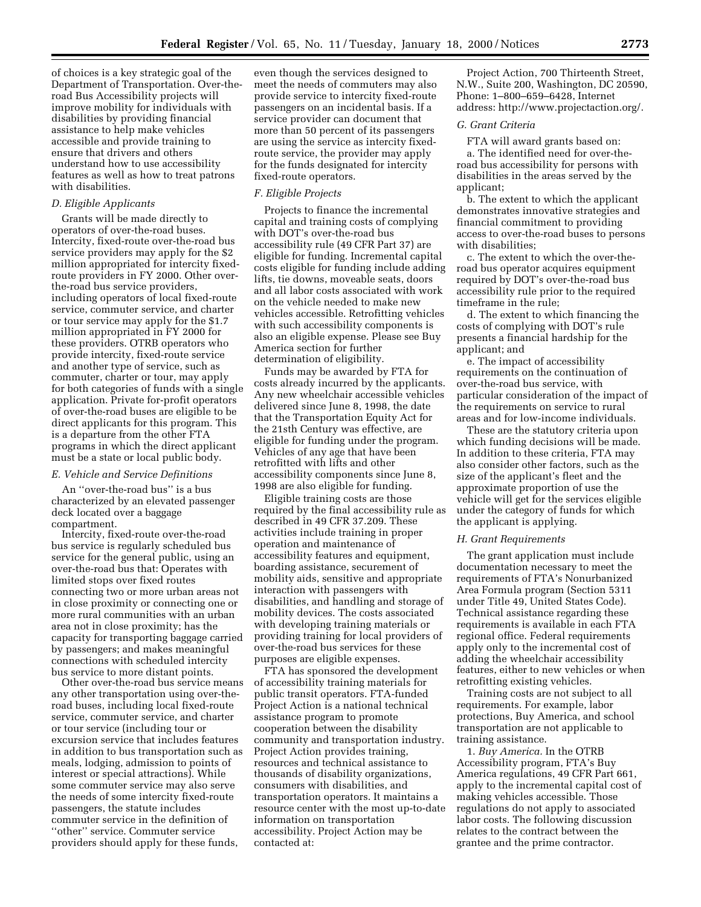of choices is a key strategic goal of the Department of Transportation. Over-the-road Bus Accessibility projects will improve mobility for individuals with disabilities by providing financial assistance to help make vehicles accessible and provide training to ensure that drivers and others understand how to use accessibility features as well as how to treat patrons with disabilities.

### D. Eligible Applicants

Grants will be made directly to operators of over-the-road buses. Intercity, fixed-route over-the-road bus service providers may apply for the $2 million appropriated for intercity fixed-route providers in FY 2000. Other over-the-road bus service providers, including operators of local fixed-route service, commuter service, and charter or tour service may apply for the $1.7 million appropriated in FY 2000 for these providers. OTRB operators who provide intercity, fixed-route service and another type of service, such as commuter, charter or tour, may apply for both categories of funds with a single application. Private for-profit operators of over-the-road buses are eligible to be direct applicants for this program. This is a departure from the other FTA programs in which the direct applicant must be a state or local public body.

### E. Vehicle and Service Definitions

An "over-the-road bus" is a bus characterized by an elevated passenger deck located over a baggage compartment.

Intercity, fixed-route over-the-road bus service is regularly scheduled bus service for the general public, using an over-the-road bus that: Operates with limited stops over fixed routes connecting two or more urban areas not in close proximity or connecting one or more rural communities with an urban area not in close proximity; has the capacity for transporting baggage carried by passengers; and makes meaningful connections with scheduled intercity bus service to more distant points.

Other over-the-road bus service means any other transportation using over-the-road buses, including local fixed-route service, commuter service, and charter or tour service (including tour or excursion service that includes features in addition to bus transportation such as meals, lodging, admission to points of interest or special attractions). While some commuter service may also serve the needs of some intercity fixed-route passengers, the statute includes commuter service in the definition of "other" service. Commuter service providers should apply for these funds, even though the services designed to meet the needs of commuters may also provide service to intercity fixed-route passengers on an incidental basis. If a service provider can document that more than 50 percent of its passengers are using the service as intercity fixed-route service, the provider may apply for the funds designated for intercity fixed-route operators.

### F. Eligible Projects

Projects to finance the incremental capital and training costs of complying with DOT's over-the-road bus accessibility rule (49 CFR Part 37) are eligible for funding. Incremental capital costs eligible for funding include adding lifts, tie downs, moveable seats, doors and all labor costs associated with work on the vehicle needed to make new vehicles accessible. Retrofitting vehicles with such accessibility components is also an eligible expense. Please see Buy America section for further determination of eligibility.

Funds may be awarded by FTA for costs already incurred by the applicants. Any new wheelchair accessible vehicles delivered since June 8, 1998, the date that the Transportation Equity Act for the 21st Century was effective, are eligible for funding under the program. Vehicles of any age that have been retrofitted with lifts and other accessibility components since June 8, 1998 are also eligible for funding.

Eligible training costs are those required by the final accessibility rule as described in 49 CFR 37.209. These activities include training in proper operation and maintenance of accessibility features and equipment, boarding assistance, securement of mobility aids, sensitive and appropriate interaction with passengers with disabilities, and handling and storage of mobility devices. The costs associated with developing training materials or providing training for local providers of over-the-road bus services for these purposes are eligible expenses.

FTA has sponsored the development of accessibility training materials for public transit operators. FTA-funded Project Action is a national technical assistance program to promote cooperation between the disability community and transportation industry. Project Action provides training, resources and technical assistance to thousands of disability organizations, consumers with disabilities, and transportation operators. It maintains a resource center with the most up-to-date information on transportation accessibility. Project Action may be contacted at:

Project Action, 700 Thirteenth Street, N.W., Suite 200, Washington, DC 20590, Phone: 1–800–659–6428, Internet address: http://www.projectaction.org/.

### G. Grant Criteria

FTA will award grants based on:

a. The identified need for over-the-road bus accessibility for persons with disabilities in the areas served by the applicant;

b. The extent to which the applicant demonstrates innovative strategies and financial commitment to providing access to over-the-road buses to persons with disabilities;

c. The extent to which the over-the-road bus operator acquires equipment required by DOT's over-the-road bus accessibility rule prior to the required timeframe in the rule;

d. The extent to which financing the costs of complying with DOT's rule presents a financial hardship for the applicant; and

e. The impact of accessibility requirements on the continuation of over-the-road bus service, with particular consideration of the impact of the requirements on service to rural areas and for low-income individuals.

These are the statutory criteria upon which funding decisions will be made. In addition to these criteria, FTA may also consider other factors, such as the size of the applicant's fleet and the approximate proportion of use the vehicle will get for the services eligible under the category of funds for which the applicant is applying.

### H. Grant Requirements

The grant application must include documentation necessary to meet the requirements of FTA's Nonurbanized Area Formula program (Section 5311 under Title 49, United States Code). Technical assistance regarding these requirements is available in each FTA regional office. Federal requirements apply only to the incremental cost of adding the wheelchair accessibility features, either to new vehicles or when retrofitting existing vehicles.

Training costs are not subject to all requirements. For example, labor protections, Buy America, and school transportation are not applicable to training assistance.

1. *Buy America.* In the OTRB Accessibility program, FTA's Buy America regulations, 49 CFR Part 661, apply to the incremental capital cost of making vehicles accessible. Those regulations do not apply to associated labor costs. The following discussion relates to the contract between the grantee and the prime contractor.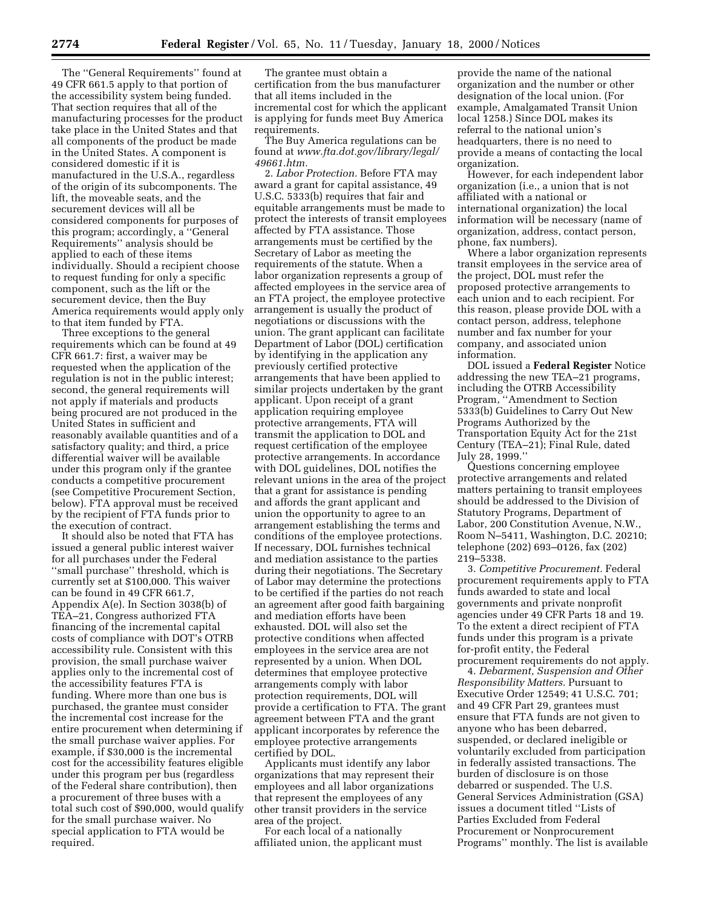The ''General Requirements'' found at 49 CFR 661.5 apply to that portion of the accessibility system being funded. That section requires that all of the manufacturing processes for the product take place in the United States and that all components of the product be made in the United States. A component is considered domestic if it is manufactured in the U.S.A., regardless of the origin of its subcomponents. The lift, the moveable seats, and the securement devices will all be considered components for purposes of this program; accordingly, a ''General Requirements'' analysis should be applied to each of these items individually. Should a recipient choose to request funding for only a specific component, such as the lift or the securement device, then the Buy America requirements would apply only to that item funded by FTA.

Three exceptions to the general requirements which can be found at 49 CFR 661.7: first, a waiver may be requested when the application of the regulation is not in the public interest; second, the general requirements will not apply if materials and products being procured are not produced in the United States in sufficient and reasonably available quantities and of a satisfactory quality; and third, a price differential waiver will be available under this program only if the grantee conducts a competitive procurement (see Competitive Procurement Section, below). FTA approval must be received by the recipient of FTA funds prior to the execution of contract.

It should also be noted that FTA has issued a general public interest waiver for all purchases under the Federal ''small purchase'' threshold, which is currently set at $100,000. This waiver can be found in 49 CFR 661.7, Appendix A(e). In Section 3038(b) of TEA–21, Congress authorized FTA financing of the incremental capital costs of compliance with DOT's OTRB accessibility rule. Consistent with this provision, the small purchase waiver applies only to the incremental cost of the accessibility features FTA is funding. Where more than one bus is purchased, the grantee must consider the incremental cost increase for the entire procurement when determining if the small purchase waiver applies. For example, if $30,000 is the incremental cost for the accessibility features eligible under this program per bus (regardless of the Federal share contribution), then a procurement of three buses with a total such cost of $90,000, would qualify for the small purchase waiver. No special application to FTA would be required.

The grantee must obtain a certification from the bus manufacturer that all items included in the incremental cost for which the applicant is applying for funds meet Buy America requirements.

The Buy America regulations can be found at *www.fta.dot.gov/library/legal/49661.htm.*

2. *Labor Protection.* Before FTA may award a grant for capital assistance, 49 U.S.C. 5333(b) requires that fair and equitable arrangements must be made to protect the interests of transit employees affected by FTA assistance. Those arrangements must be certified by the Secretary of Labor as meeting the requirements of the statute. When a labor organization represents a group of affected employees in the service area of an FTA project, the employee protective arrangement is usually the product of negotiations or discussions with the union. The grant applicant can facilitate Department of Labor (DOL) certification by identifying in the application any previously certified protective arrangements that have been applied to similar projects undertaken by the grant applicant. Upon receipt of a grant application requiring employee protective arrangements, FTA will transmit the application to DOL and request certification of the employee protective arrangements. In accordance with DOL guidelines, DOL notifies the relevant unions in the area of the project that a grant for assistance is pending and affords the grant applicant and union the opportunity to agree to an arrangement establishing the terms and conditions of the employee protections. If necessary, DOL furnishes technical and mediation assistance to the parties during their negotiations. The Secretary of Labor may determine the protections to be certified if the parties do not reach an agreement after good faith bargaining and mediation efforts have been exhausted. DOL will also set the protective conditions when affected employees in the service area are not represented by a union. When DOL determines that employee protective arrangements comply with labor protection requirements, DOL will provide a certification to FTA. The grant agreement between FTA and the grant applicant incorporates by reference the employee protective arrangements certified by DOL.

Applicants must identify any labor organizations that may represent their employees and all labor organizations that represent the employees of any other transit providers in the service area of the project.

For each local of a nationally affiliated union, the applicant must provide the name of the national organization and the number or other designation of the local union. (For example, Amalgamated Transit Union local 1258.) Since DOL makes its referral to the national union's headquarters, there is no need to provide a means of contacting the local organization.

However, for each independent labor organization (i.e., a union that is not affiliated with a national or international organization) the local information will be necessary (name of organization, address, contact person, phone, fax numbers).

Where a labor organization represents transit employees in the service area of the project, DOL must refer the proposed protective arrangements to each union and to each recipient. For this reason, please provide DOL with a contact person, address, telephone number and fax number for your company, and associated union information.

DOL issued a **Federal Register** Notice addressing the new TEA–21 programs, including the OTRB Accessibility Program, ''Amendment to Section 5333(b) Guidelines to Carry Out New Programs Authorized by the Transportation Equity Act for the 21st Century (TEA–21); Final Rule, dated July 28, 1999.''

Questions concerning employee protective arrangements and related matters pertaining to transit employees should be addressed to the Division of Statutory Programs, Department of Labor, 200 Constitution Avenue, N.W., Room N–5411, Washington, D.C. 20210; telephone (202) 693–0126, fax (202) 219–5338.

3. *Competitive Procurement.* Federal procurement requirements apply to FTA funds awarded to state and local governments and private nonprofit agencies under 49 CFR Parts 18 and 19. To the extent a direct recipient of FTA funds under this program is a private for-profit entity, the Federal procurement requirements do not apply.

4. *Debarment, Suspension and Other Responsibility Matters.* Pursuant to Executive Order 12549; 41 U.S.C. 701; and 49 CFR Part 29, grantees must ensure that FTA funds are not given to anyone who has been debarred, suspended, or declared ineligible or voluntarily excluded from participation in federally assisted transactions. The burden of disclosure is on those debarred or suspended. The U.S. General Services Administration (GSA) issues a document titled ''Lists of Parties Excluded from Federal Procurement or Nonprocurement Programs'' monthly. The list is available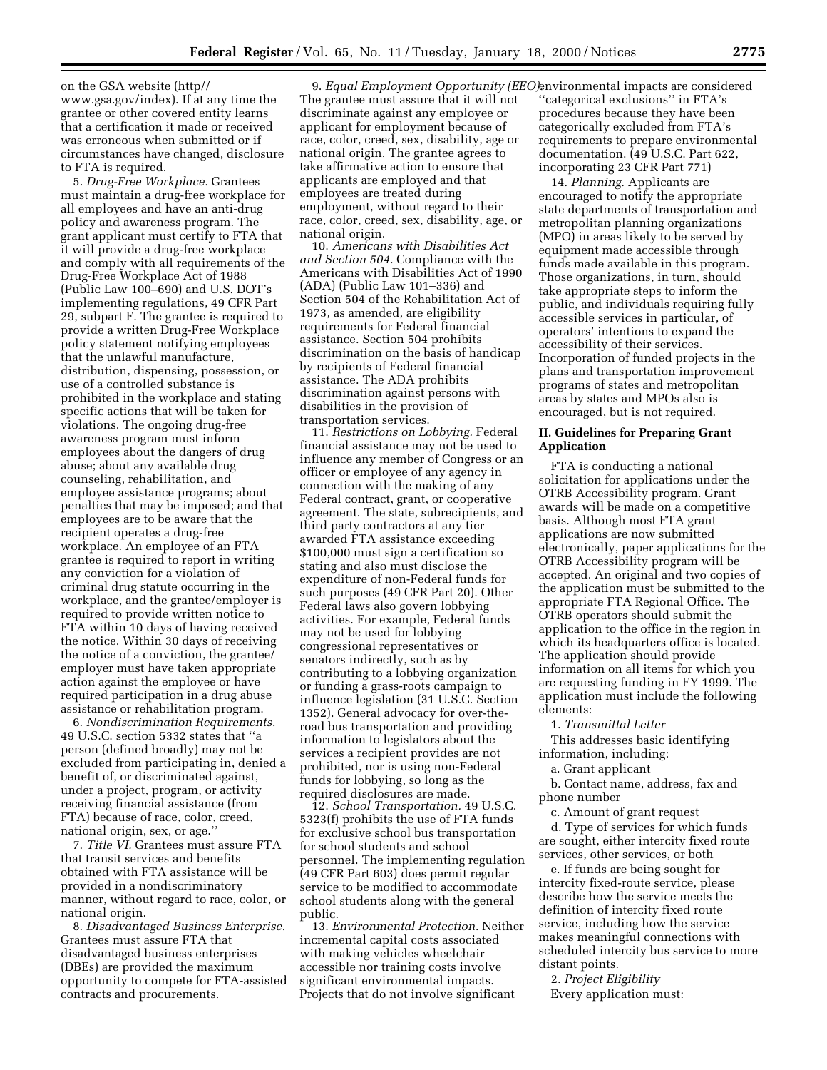on the GSA website (http// www.gsa.gov/index). If at any time the grantee or other covered entity learns that a certification it made or received was erroneous when submitted or if circumstances have changed, disclosure to FTA is required.

5. *Drug-Free Workplace.* Grantees must maintain a drug-free workplace for all employees and have an anti-drug policy and awareness program. The grant applicant must certify to FTA that it will provide a drug-free workplace and comply with all requirements of the Drug-Free Workplace Act of 1988 (Public Law 100–690) and U.S. DOT's implementing regulations, 49 CFR Part 29, subpart F. The grantee is required to provide a written Drug-Free Workplace policy statement notifying employees that the unlawful manufacture, distribution, dispensing, possession, or use of a controlled substance is prohibited in the workplace and stating specific actions that will be taken for violations. The ongoing drug-free awareness program must inform employees about the dangers of drug abuse; about any available drug counseling, rehabilitation, and employee assistance programs; about penalties that may be imposed; and that employees are to be aware that the recipient operates a drug-free workplace. An employee of an FTA grantee is required to report in writing any conviction for a violation of criminal drug statute occurring in the workplace, and the grantee/employer is required to provide written notice to FTA within 10 days of having received the notice. Within 30 days of receiving the notice of a conviction, the grantee/employer must have taken appropriate action against the employee or have required participation in a drug abuse assistance or rehabilitation program.

6. *Nondiscrimination Requirements.* 49 U.S.C. section 5332 states that "a person (defined broadly) may not be excluded from participating in, denied a benefit of, or discriminated against, under a project, program, or activity receiving financial assistance (from FTA) because of race, color, creed, national origin, sex, or age."

7. *Title VI.* Grantees must assure FTA that transit services and benefits obtained with FTA assistance will be provided in a nondiscriminatory manner, without regard to race, color, or national origin.

8. *Disadvantaged Business Enterprise.* Grantees must assure FTA that disadvantaged business enterprises (DBEs) are provided the maximum opportunity to compete for FTA-assisted contracts and procurements.

9. *Equal Employment Opportunity (EEO).* The grantee must assure that it will not discriminate against any employee or applicant for employment because of race, color, creed, sex, disability, age or national origin. The grantee agrees to take affirmative action to ensure that applicants are employed and that employees are treated during employment, without regard to their race, color, creed, sex, disability, age, or national origin.

10. *Americans with Disabilities Act and Section 504.* Compliance with the Americans with Disabilities Act of 1990 (ADA) (Public Law 101–336) and Section 504 of the Rehabilitation Act of 1973, as amended, are eligibility requirements for Federal financial assistance. Section 504 prohibits discrimination on the basis of handicap by recipients of Federal financial assistance. The ADA prohibits discrimination against persons with disabilities in the provision of transportation services.

11. *Restrictions on Lobbying.* Federal financial assistance may not be used to influence any member of Congress or an officer or employee of any agency in connection with the making of any Federal contract, grant, or cooperative agreement. The state, subrecipients, and third party contractors at any tier awarded FTA assistance exceeding $100,000 must sign a certification so stating and also must disclose the expenditure of non-Federal funds for such purposes (49 CFR Part 20). Other Federal laws also govern lobbying activities. For example, Federal funds may not be used for lobbying congressional representatives or senators indirectly, such as by contributing to a lobbying organization or funding a grass-roots campaign to influence legislation (31 U.S.C. Section 1352). General advocacy for over-the-road bus transportation and providing information to legislators about the services a recipient provides are not prohibited, nor is using non-Federal funds for lobbying, so long as the required disclosures are made.

12. *School Transportation.* 49 U.S.C. 5323(f) prohibits the use of FTA funds for exclusive school bus transportation for school students and school personnel. The implementing regulation (49 CFR Part 603) does permit regular service to be modified to accommodate school students along with the general public.

13. *Environmental Protection.* Neither incremental capital costs associated with making vehicles wheelchair accessible nor training costs involve significant environmental impacts. Projects that do not involve significant environmental impacts are considered "categorical exclusions" in FTA's procedures because they have been categorically excluded from FTA's requirements to prepare environmental documentation. (49 U.S.C. Part 622, incorporating 23 CFR Part 771)

14. *Planning.* Applicants are encouraged to notify the appropriate state departments of transportation and metropolitan planning organizations (MPO) in areas likely to be served by equipment made accessible through funds made available in this program. Those organizations, in turn, should take appropriate steps to inform the public, and individuals requiring fully accessible services in particular, of operators' intentions to expand the accessibility of their services. Incorporation of funded projects in the plans and transportation improvement programs of states and metropolitan areas by states and MPOs also is encouraged, but is not required.

## II. Guidelines for Preparing Grant Application

FTA is conducting a national solicitation for applications under the OTRB Accessibility program. Grant awards will be made on a competitive basis. Although most FTA grant applications are now submitted electronically, paper applications for the OTRB Accessibility program will be accepted. An original and two copies of the application must be submitted to the appropriate FTA Regional Office. The OTRB operators should submit the application to the office in the region in which its headquarters office is located. The application should provide information on all items for which you are requesting funding in FY 1999. The application must include the following elements:

1. *Transmittal Letter*

This addresses basic identifying information, including:

a. Grant applicant

b. Contact name, address, fax and phone number

c. Amount of grant request

d. Type of services for which funds are sought, either intercity fixed route services, other services, or both

e. If funds are being sought for intercity fixed-route service, please describe how the service meets the definition of intercity fixed route service, including how the service makes meaningful connections with scheduled intercity bus service to more distant points.

2. *Project Eligibility*

Every application must: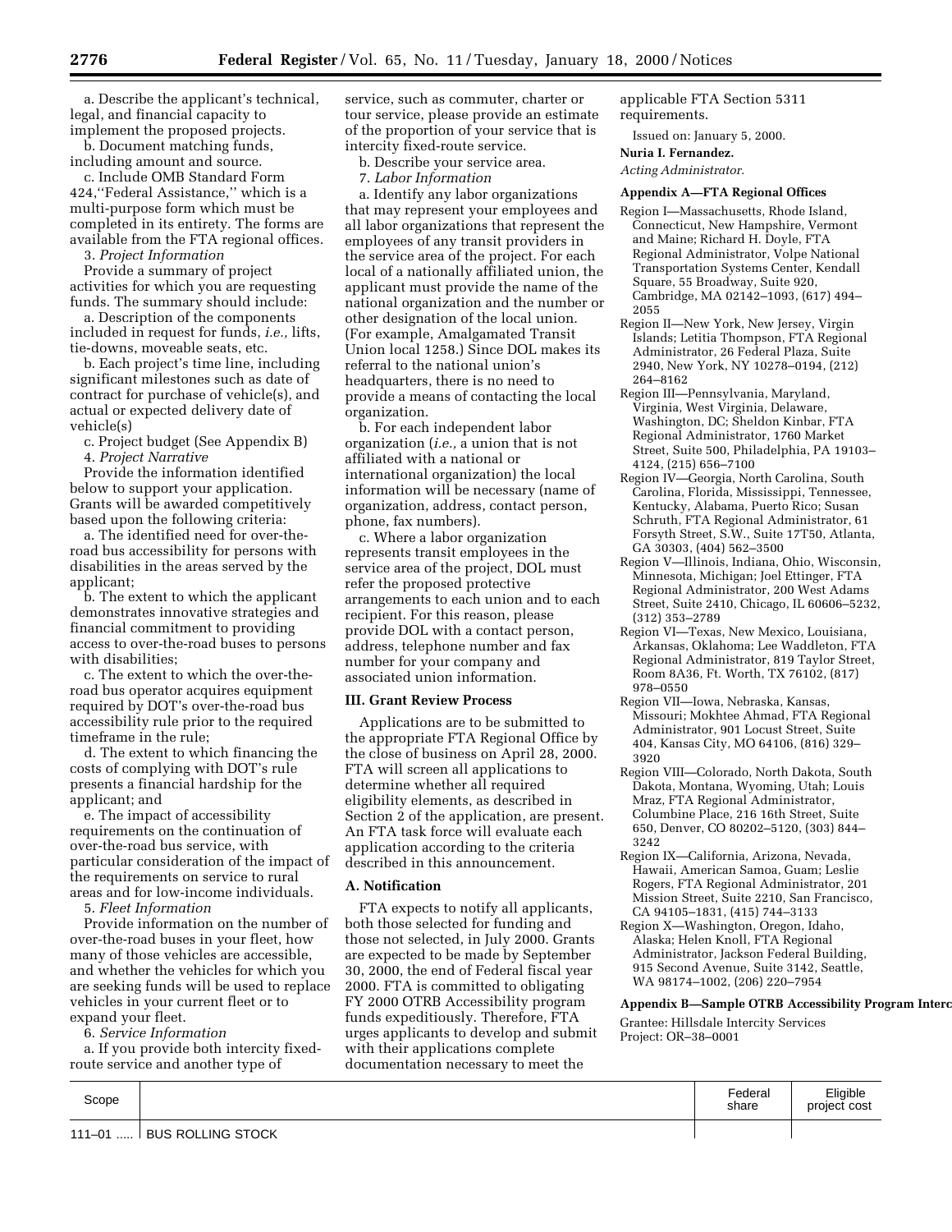a. Describe the applicant's technical, legal, and financial capacity to implement the proposed projects.

b. Document matching funds, including amount and source.

c. Include OMB Standard Form 424,''Federal Assistance,'' which is a multi-purpose form which must be completed in its entirety. The forms are available from the FTA regional offices.

3. *Project Information*

Provide a summary of project activities for which you are requesting funds. The summary should include:

a. Description of the components included in request for funds, *i.e.,* lifts, tie-downs, moveable seats, etc.

b. Each project's time line, including significant milestones such as date of contract for purchase of vehicle(s), and actual or expected delivery date of vehicle(s)

c. Project budget (See Appendix B)

4. *Project Narrative*

Provide the information identified below to support your application. Grants will be awarded competitively based upon the following criteria:

a. The identified need for over-the-road bus accessibility for persons with disabilities in the areas served by the applicant;

b. The extent to which the applicant demonstrates innovative strategies and financial commitment to providing access to over-the-road buses to persons with disabilities;

c. The extent to which the over-the-road bus operator acquires equipment required by DOT's over-the-road bus accessibility rule prior to the required timeframe in the rule;

d. The extent to which financing the costs of complying with DOT's rule presents a financial hardship for the applicant; and

e. The impact of accessibility requirements on the continuation of over-the-road bus service, with particular consideration of the impact of the requirements on service to rural areas and for low-income individuals.

5. *Fleet Information*

Provide information on the number of over-the-road buses in your fleet, how many of those vehicles are accessible, and whether the vehicles for which you are seeking funds will be used to replace vehicles in your current fleet or to expand your fleet.

6. *Service Information*

a. If you provide both intercity fixed-route service and another type of service, such as commuter, charter or tour service, please provide an estimate of the proportion of your service that is intercity fixed-route service.

b. Describe your service area.

7. *Labor Information*

a. Identify any labor organizations that may represent your employees and all labor organizations that represent the employees of any transit providers in the service area of the project. For each local of a nationally affiliated union, the applicant must provide the name of the national organization and the number or other designation of the local union. (For example, Amalgamated Transit Union local 1258.) Since DOL makes its referral to the national union's headquarters, there is no need to provide a means of contacting the local organization.

b. For each independent labor organization (*i.e.,* a union that is not affiliated with a national or international organization) the local information will be necessary (name of organization, address, contact person, phone, fax numbers).

c. Where a labor organization represents transit employees in the service area of the project, DOL must refer the proposed protective arrangements to each union and to each recipient. For this reason, please provide DOL with a contact person, address, telephone number and fax number for your company and associated union information.

## III. Grant Review Process

Applications are to be submitted to the appropriate FTA Regional Office by the close of business on April 28, 2000. FTA will screen all applications to determine whether all required eligibility elements, as described in Section 2 of the application, are present. An FTA task force will evaluate each application according to the criteria described in this announcement.

### A. Notification

FTA expects to notify all applicants, both those selected for funding and those not selected, in July 2000. Grants are expected to be made by September 30, 2000, the end of Federal fiscal year 2000. FTA is committed to obligating FY 2000 OTRB Accessibility program funds expeditiously. Therefore, FTA urges applicants to develop and submit with their applications complete documentation necessary to meet the applicable FTA Section 5311 requirements.

Issued on: January 5, 2000.

**Nuria I. Fernandez.**

*Acting Administrator.*

### Appendix A—FTA Regional Offices

Region I—Massachusetts, Rhode Island, Connecticut, New Hampshire, Vermont and Maine; Richard H. Doyle, FTA Regional Administrator, Volpe National Transportation Systems Center, Kendall Square, 55 Broadway, Suite 920, Cambridge, MA 02142–1093, (617) 494–2055

Region II—New York, New Jersey, Virgin Islands; Letitia Thompson, FTA Regional Administrator, 26 Federal Plaza, Suite 2940, New York, NY 10278–0194, (212) 264–8162

Region III—Pennsylvania, Maryland, Virginia, West Virginia, Delaware, Washington, DC; Sheldon Kinbar, FTA Regional Administrator, 1760 Market Street, Suite 500, Philadelphia, PA 19103–4124, (215) 656–7100

Region IV—Georgia, North Carolina, South Carolina, Florida, Mississippi, Tennessee, Kentucky, Alabama, Puerto Rico; Susan Schruth, FTA Regional Administrator, 61 Forsyth Street, S.W., Suite 17T50, Atlanta, GA 30303, (404) 562–3500

Region V—Illinois, Indiana, Ohio, Wisconsin, Minnesota, Michigan; Joel Ettinger, FTA Regional Administrator, 200 West Adams Street, Suite 2410, Chicago, IL 60606–5232, (312) 353–2789

Region VI—Texas, New Mexico, Louisiana, Arkansas, Oklahoma; Lee Waddleton, FTA Regional Administrator, 819 Taylor Street, Room 8A36, Ft. Worth, TX 76102, (817) 978–0550

Region VII—Iowa, Nebraska, Kansas, Missouri; Mokhtee Ahmad, FTA Regional Administrator, 901 Locust Street, Suite 404, Kansas City, MO 64106, (816) 329–3920

Region VIII—Colorado, North Dakota, South Dakota, Montana, Wyoming, Utah; Louis Mraz, FTA Regional Administrator, Columbine Place, 216 16th Street, Suite 650, Denver, CO 80202–5120, (303) 844–3242

Region IX—California, Arizona, Nevada, Hawaii, American Samoa, Guam; Leslie Rogers, FTA Regional Administrator, 201 Mission Street, Suite 2210, San Francisco, CA 94105–1831, (415) 744–3133

Region X—Washington, Oregon, Idaho, Alaska; Helen Knoll, FTA Regional Administrator, Jackson Federal Building, 915 Second Avenue, Suite 3142, Seattle, WA 98174–1002, (206) 220–7954

### Appendix B—Sample OTRB Accessibility Program Interc

Grantee: Hillsdale Intercity Services
Project: OR–38–0001

| Scope | | Federal share | Eligible project cost |
|---|---|---|---|
| 111–01 ..... | BUS ROLLING STOCK | | |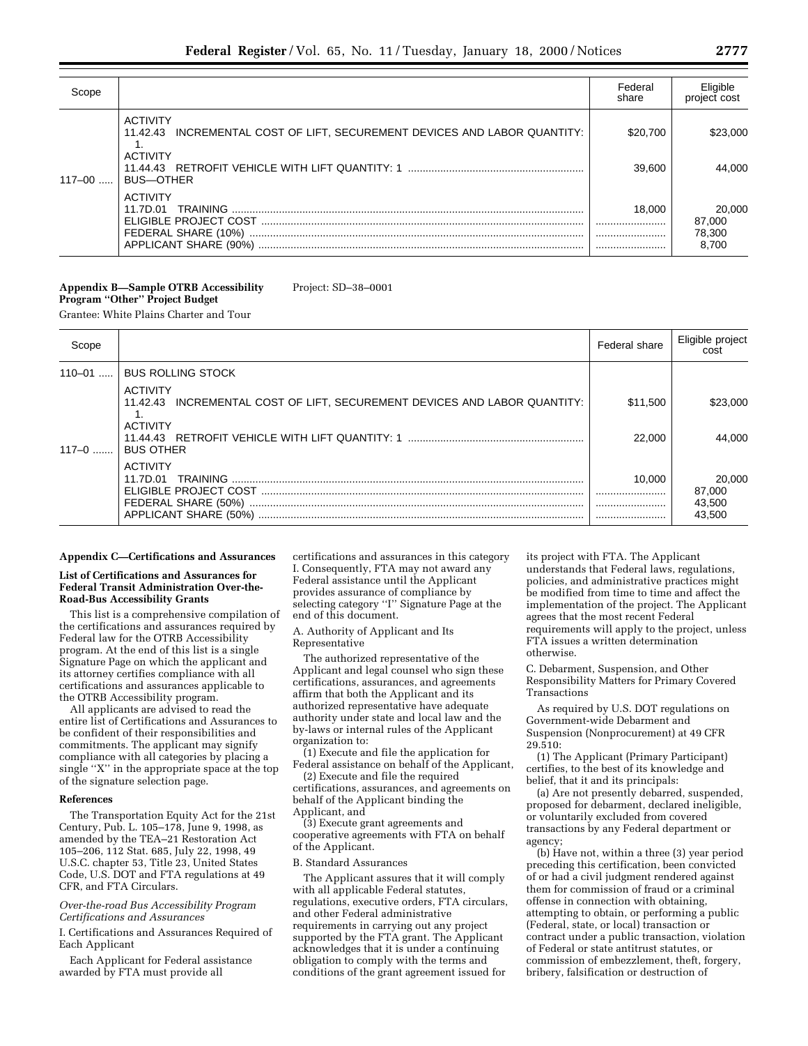| Scope | | Federal share | Eligible project cost |
|---|---|---|---|
| | ACTIVITY<br>11.42.43 INCREMENTAL COST OF LIFT, SECUREMENT DEVICES AND LABOR QUANTITY: 1. | $20,700 | $23,000 |
| | ACTIVITY<br>11.44.43 RETROFIT VEHICLE WITH LIFT QUANTITY: 1 | 39,600 | 44,000 |
| 117–00 | BUS—OTHER | | |
| | ACTIVITY<br>11.7D.01 TRAINING | 18,000 | 20,000 |
| | ELIGIBLE PROJECT COST | | 87,000 |
| | FEDERAL SHARE (10%) | | 78,300 |
| | APPLICANT SHARE (90%) | | 8,700 |

**Appendix B—Sample OTRB Accessibility Program "Other" Project Budget**

Project: SD–38–0001

Grantee: White Plains Charter and Tour

| Scope | | Federal share | Eligible project cost |
|---|---|---|---|
| 110–01 | BUS ROLLING STOCK | | |
| | ACTIVITY<br>11.42.43 INCREMENTAL COST OF LIFT, SECUREMENT DEVICES AND LABOR QUANTITY: 1. | $11,500 | $23,000 |
| | ACTIVITY<br>11.44.43 RETROFIT VEHICLE WITH LIFT QUANTITY: 1 | 22,000 | 44,000 |
| 117–0 | BUS OTHER | | |
| | ACTIVITY<br>11.7D.01 TRAINING | 10,000 | 20,000 |
| | ELIGIBLE PROJECT COST | | 87,000 |
| | FEDERAL SHARE (50%) | | 43,500 |
| | APPLICANT SHARE (50%) | | 43,500 |

**Appendix C—Certifications and Assurances**

**List of Certifications and Assurances for Federal Transit Administration Over-the-Road-Bus Accessibility Grants**

This list is a comprehensive compilation of the certifications and assurances required by Federal law for the OTRB Accessibility program. At the end of this list is a single Signature Page on which the applicant and its attorney certifies compliance with all certifications and assurances applicable to the OTRB Accessibility program.

All applicants are advised to read the entire list of Certifications and Assurances to be confident of their responsibilities and commitments. The applicant may signify compliance with all categories by placing a single "X" in the appropriate space at the top of the signature selection page.

**References**

The Transportation Equity Act for the 21st Century, Pub. L. 105–178, June 9, 1998, as amended by the TEA–21 Restoration Act 105–206, 112 Stat. 685, July 22, 1998, 49 U.S.C. chapter 53, Title 23, United States Code, U.S. DOT and FTA regulations at 49 CFR, and FTA Circulars.

*Over-the-road Bus Accessibility Program Certifications and Assurances*

I. Certifications and Assurances Required of Each Applicant

Each Applicant for Federal assistance awarded by FTA must provide all certifications and assurances in this category I. Consequently, FTA may not award any Federal assistance until the Applicant provides assurance of compliance by selecting category "I" Signature Page at the end of this document.

A. Authority of Applicant and Its Representative

The authorized representative of the Applicant and legal counsel who sign these certifications, assurances, and agreements affirm that both the Applicant and its authorized representative have adequate authority under state and local law and the by-laws or internal rules of the Applicant organization to:

(1) Execute and file the application for Federal assistance on behalf of the Applicant,

(2) Execute and file the required certifications, assurances, and agreements on behalf of the Applicant binding the Applicant, and

(3) Execute grant agreements and cooperative agreements with FTA on behalf of the Applicant.

B. Standard Assurances

The Applicant assures that it will comply with all applicable Federal statutes, regulations, executive orders, FTA circulars, and other Federal administrative requirements in carrying out any project supported by the FTA grant. The Applicant acknowledges that it is under a continuing obligation to comply with the terms and conditions of the grant agreement issued for its project with FTA. The Applicant understands that Federal laws, regulations, policies, and administrative practices might be modified from time to time and affect the implementation of the project. The Applicant agrees that the most recent Federal requirements will apply to the project, unless FTA issues a written determination otherwise.

C. Debarment, Suspension, and Other Responsibility Matters for Primary Covered Transactions

As required by U.S. DOT regulations on Government-wide Debarment and Suspension (Nonprocurement) at 49 CFR 29.510:

(1) The Applicant (Primary Participant) certifies, to the best of its knowledge and belief, that it and its principals:

(a) Are not presently debarred, suspended, proposed for debarment, declared ineligible, or voluntarily excluded from covered transactions by any Federal department or agency;

(b) Have not, within a three (3) year period preceding this certification, been convicted of or had a civil judgment rendered against them for commission of fraud or a criminal offense in connection with obtaining, attempting to obtain, or performing a public (Federal, state, or local) transaction or contract under a public transaction, violation of Federal or state antitrust statutes, or commission of embezzlement, theft, forgery, bribery, falsification or destruction of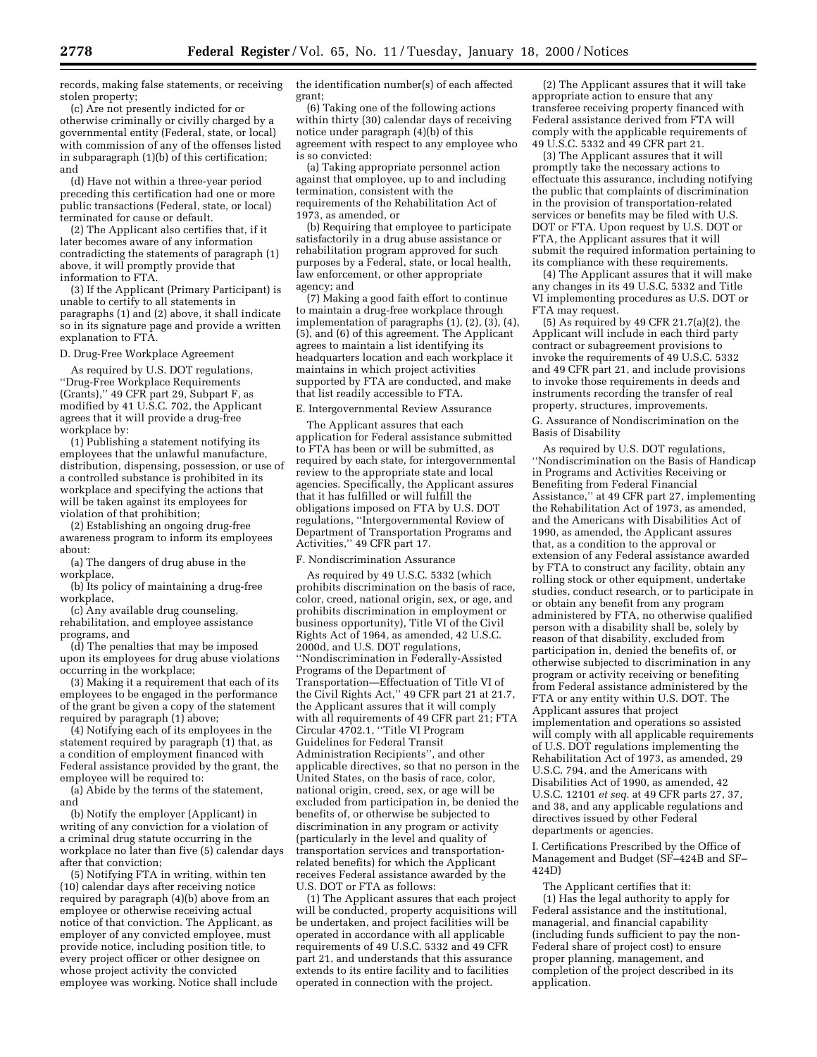records, making false statements, or receiving stolen property;

(c) Are not presently indicted for or otherwise criminally or civilly charged by a governmental entity (Federal, state, or local) with commission of any of the offenses listed in subparagraph (1)(b) of this certification; and

(d) Have not within a three-year period preceding this certification had one or more public transactions (Federal, state, or local) terminated for cause or default.

(2) The Applicant also certifies that, if it later becomes aware of any information contradicting the statements of paragraph (1) above, it will promptly provide that information to FTA.

(3) If the Applicant (Primary Participant) is unable to certify to all statements in paragraphs (1) and (2) above, it shall indicate so in its signature page and provide a written explanation to FTA.

D. Drug-Free Workplace Agreement

As required by U.S. DOT regulations, ''Drug-Free Workplace Requirements (Grants),'' 49 CFR part 29, Subpart F, as modified by 41 U.S.C. 702, the Applicant agrees that it will provide a drug-free workplace by:

(1) Publishing a statement notifying its employees that the unlawful manufacture, distribution, dispensing, possession, or use of a controlled substance is prohibited in its workplace and specifying the actions that will be taken against its employees for violation of that prohibition;

(2) Establishing an ongoing drug-free awareness program to inform its employees about:

(a) The dangers of drug abuse in the workplace,

(b) Its policy of maintaining a drug-free workplace,

(c) Any available drug counseling, rehabilitation, and employee assistance programs, and

(d) The penalties that may be imposed upon its employees for drug abuse violations occurring in the workplace;

(3) Making it a requirement that each of its employees to be engaged in the performance of the grant be given a copy of the statement required by paragraph (1) above;

(4) Notifying each of its employees in the statement required by paragraph (1) that, as a condition of employment financed with Federal assistance provided by the grant, the employee will be required to:

(a) Abide by the terms of the statement, and

(b) Notify the employer (Applicant) in writing of any conviction for a violation of a criminal drug statute occurring in the workplace no later than five (5) calendar days after that conviction;

(5) Notifying FTA in writing, within ten (10) calendar days after receiving notice required by paragraph (4)(b) above from an employee or otherwise receiving actual notice of that conviction. The Applicant, as employer of any convicted employee, must provide notice, including position title, to every project officer or other designee on whose project activity the convicted employee was working. Notice shall include the identification number(s) of each affected grant;

(6) Taking one of the following actions within thirty (30) calendar days of receiving notice under paragraph (4)(b) of this agreement with respect to any employee who is so convicted:

(a) Taking appropriate personnel action against that employee, up to and including termination, consistent with the requirements of the Rehabilitation Act of 1973, as amended, or

(b) Requiring that employee to participate satisfactorily in a drug abuse assistance or rehabilitation program approved for such purposes by a Federal, state, or local health, law enforcement, or other appropriate agency; and

(7) Making a good faith effort to continue to maintain a drug-free workplace through implementation of paragraphs (1), (2), (3), (4), (5), and (6) of this agreement. The Applicant agrees to maintain a list identifying its headquarters location and each workplace it maintains in which project activities supported by FTA are conducted, and make that list readily accessible to FTA.

E. Intergovernmental Review Assurance

The Applicant assures that each application for Federal assistance submitted to FTA has been or will be submitted, as required by each state, for intergovernmental review to the appropriate state and local agencies. Specifically, the Applicant assures that it has fulfilled or will fulfill the obligations imposed on FTA by U.S. DOT regulations, ''Intergovernmental Review of Department of Transportation Programs and Activities,'' 49 CFR part 17.

F. Nondiscrimination Assurance

As required by 49 U.S.C. 5332 (which prohibits discrimination on the basis of race, color, creed, national origin, sex, or age, and prohibits discrimination in employment or business opportunity), Title VI of the Civil Rights Act of 1964, as amended, 42 U.S.C. 2000d, and U.S. DOT regulations, ''Nondiscrimination in Federally-Assisted Programs of the Department of Transportation—Effectuation of Title VI of the Civil Rights Act,'' 49 CFR part 21 at 21.7, the Applicant assures that it will comply with all requirements of 49 CFR part 21; FTA Circular 4702.1, ''Title VI Program Guidelines for Federal Transit Administration Recipients'', and other applicable directives, so that no person in the United States, on the basis of race, color, national origin, creed, sex, or age will be excluded from participation in, be denied the benefits of, or otherwise be subjected to discrimination in any program or activity (particularly in the level and quality of transportation services and transportation-related benefits) for which the Applicant receives Federal assistance awarded by the U.S. DOT or FTA as follows:

(1) The Applicant assures that each project will be conducted, property acquisitions will be undertaken, and project facilities will be operated in accordance with all applicable requirements of 49 U.S.C. 5332 and 49 CFR part 21, and understands that this assurance extends to its entire facility and to facilities operated in connection with the project.

(2) The Applicant assures that it will take appropriate action to ensure that any transferee receiving property financed with Federal assistance derived from FTA will comply with the applicable requirements of 49 U.S.C. 5332 and 49 CFR part 21.

(3) The Applicant assures that it will promptly take the necessary actions to effectuate this assurance, including notifying the public that complaints of discrimination in the provision of transportation-related services or benefits may be filed with U.S. DOT or FTA. Upon request by U.S. DOT or FTA, the Applicant assures that it will submit the required information pertaining to its compliance with these requirements.

(4) The Applicant assures that it will make any changes in its 49 U.S.C. 5332 and Title VI implementing procedures as U.S. DOT or FTA may request.

(5) As required by 49 CFR 21.7(a)(2), the Applicant will include in each third party contract or subagreement provisions to invoke the requirements of 49 U.S.C. 5332 and 49 CFR part 21, and include provisions to invoke those requirements in deeds and instruments recording the transfer of real property, structures, improvements.

G. Assurance of Nondiscrimination on the Basis of Disability

As required by U.S. DOT regulations, ''Nondiscrimination on the Basis of Handicap in Programs and Activities Receiving or Benefiting from Federal Financial Assistance,'' at 49 CFR part 27, implementing the Rehabilitation Act of 1973, as amended, and the Americans with Disabilities Act of 1990, as amended, the Applicant assures that, as a condition to the approval or extension of any Federal assistance awarded by FTA to construct any facility, obtain any rolling stock or other equipment, undertake studies, conduct research, or to participate in or obtain any benefit from any program administered by FTA, no otherwise qualified person with a disability shall be, solely by reason of that disability, excluded from participation in, denied the benefits of, or otherwise subjected to discrimination in any program or activity receiving or benefiting from Federal assistance administered by the FTA or any entity within U.S. DOT. The Applicant assures that project implementation and operations so assisted will comply with all applicable requirements of U.S. DOT regulations implementing the Rehabilitation Act of 1973, as amended, 29 U.S.C. 794, and the Americans with Disabilities Act of 1990, as amended, 42 U.S.C. 12101 *et seq.* at 49 CFR parts 27, 37, and 38, and any applicable regulations and directives issued by other Federal departments or agencies.

I. Certifications Prescribed by the Office of Management and Budget (SF–424B and SF–424D)

The Applicant certifies that it:

(1) Has the legal authority to apply for Federal assistance and the institutional, managerial, and financial capability (including funds sufficient to pay the non-Federal share of project cost) to ensure proper planning, management, and completion of the project described in its application.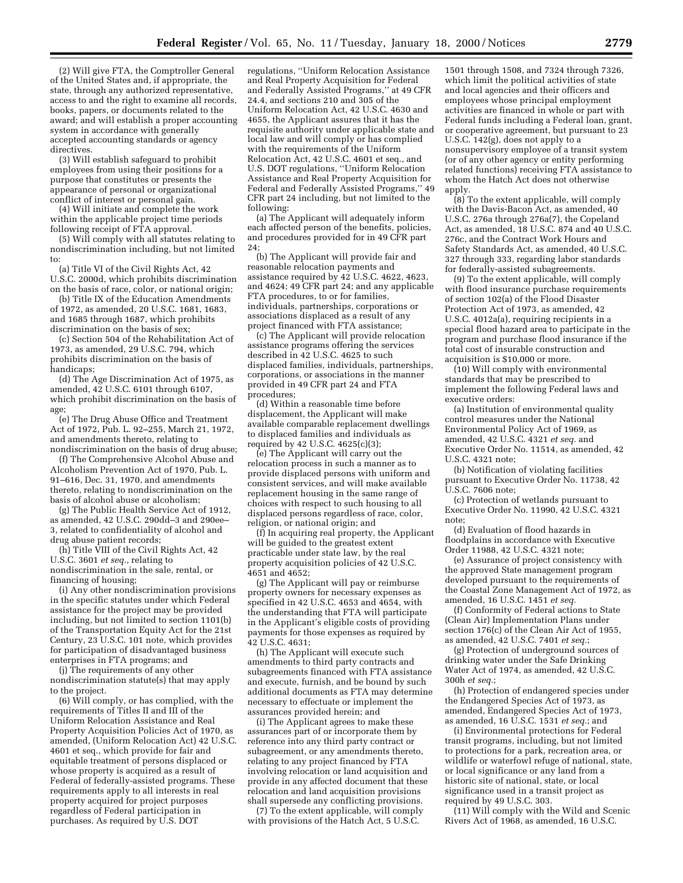(2) Will give FTA, the Comptroller General of the United States and, if appropriate, the state, through any authorized representative, access to and the right to examine all records, books, papers, or documents related to the award; and will establish a proper accounting system in accordance with generally accepted accounting standards or agency directives.

(3) Will establish safeguard to prohibit employees from using their positions for a purpose that constitutes or presents the appearance of personal or organizational conflict of interest or personal gain.

(4) Will initiate and complete the work within the applicable project time periods following receipt of FTA approval.

(5) Will comply with all statutes relating to nondiscrimination including, but not limited to:

(a) Title VI of the Civil Rights Act, 42 U.S.C. 2000d, which prohibits discrimination on the basis of race, color, or national origin;

(b) Title IX of the Education Amendments of 1972, as amended, 20 U.S.C. 1681, 1683, and 1685 through 1687, which prohibits discrimination on the basis of sex;

(c) Section 504 of the Rehabilitation Act of 1973, as amended, 29 U.S.C. 794, which prohibits discrimination on the basis of handicaps;

(d) The Age Discrimination Act of 1975, as amended, 42 U.S.C. 6101 through 6107, which prohibit discrimination on the basis of age;

(e) The Drug Abuse Office and Treatment Act of 1972, Pub. L. 92–255, March 21, 1972, and amendments thereto, relating to nondiscrimination on the basis of drug abuse;

(f) The Comprehensive Alcohol Abuse and Alcoholism Prevention Act of 1970, Pub. L. 91–616, Dec. 31, 1970, and amendments thereto, relating to nondiscrimination on the basis of alcohol abuse or alcoholism;

(g) The Public Health Service Act of 1912, as amended, 42 U.S.C. 290dd–3 and 290ee–3, related to confidentiality of alcohol and drug abuse patient records;

(h) Title VIII of the Civil Rights Act, 42 U.S.C. 3601 *et seq.,* relating to nondiscrimination in the sale, rental, or financing of housing;

(i) Any other nondiscrimination provisions in the specific statutes under which Federal assistance for the project may be provided including, but not limited to section 1101(b) of the Transportation Equity Act for the 21st Century, 23 U.S.C. 101 note, which provides for participation of disadvantaged business enterprises in FTA programs; and

(j) The requirements of any other nondiscrimination statute(s) that may apply to the project.

(6) Will comply, or has complied, with the requirements of Titles II and III of the Uniform Relocation Assistance and Real Property Acquisition Policies Act of 1970, as amended, (Uniform Relocation Act) 42 U.S.C. 4601 et seq., which provide for fair and equitable treatment of persons displaced or whose property is acquired as a result of Federal of federally-assisted programs. These requirements apply to all interests in real property acquired for project purposes regardless of Federal participation in purchases. As required by U.S. DOT regulations, ''Uniform Relocation Assistance and Real Property Acquisition for Federal and Federally Assisted Programs,'' at 49 CFR 24.4, and sections 210 and 305 of the Uniform Relocation Act, 42 U.S.C. 4630 and 4655, the Applicant assures that it has the requisite authority under applicable state and local law and will comply or has complied with the requirements of the Uniform Relocation Act, 42 U.S.C. 4601 et seq., and U.S. DOT regulations, ''Uniform Relocation Assistance and Real Property Acquisition for Federal and Federally Assisted Programs,'' 49 CFR part 24 including, but not limited to the following:

(a) The Applicant will adequately inform each affected person of the benefits, policies, and procedures provided for in 49 CFR part 24;

(b) The Applicant will provide fair and reasonable relocation payments and assistance required by 42 U.S.C. 4622, 4623, and 4624; 49 CFR part 24; and any applicable FTA procedures, to or for families, individuals, partnerships, corporations or associations displaced as a result of any project financed with FTA assistance;

(c) The Applicant will provide relocation assistance programs offering the services described in 42 U.S.C. 4625 to such displaced families, individuals, partnerships, corporations, or associations in the manner provided in 49 CFR part 24 and FTA procedures;

(d) Within a reasonable time before displacement, the Applicant will make available comparable replacement dwellings to displaced families and individuals as required by 42 U.S.C. 4625(c)(3);

(e) The Applicant will carry out the relocation process in such a manner as to provide displaced persons with uniform and consistent services, and will make available replacement housing in the same range of choices with respect to such housing to all displaced persons regardless of race, color, religion, or national origin; and

(f) In acquiring real property, the Applicant will be guided to the greatest extent practicable under state law, by the real property acquisition policies of 42 U.S.C. 4651 and 4652;

(g) The Applicant will pay or reimburse property owners for necessary expenses as specified in 42 U.S.C. 4653 and 4654, with the understanding that FTA will participate in the Applicant's eligible costs of providing payments for those expenses as required by 42 U.S.C. 4631;

(h) The Applicant will execute such amendments to third party contracts and subagreements financed with FTA assistance and execute, furnish, and be bound by such additional documents as FTA may determine necessary to effectuate or implement the assurances provided herein; and

(i) The Applicant agrees to make these assurances part of or incorporate them by reference into any third party contract or subagreement, or any amendments thereto, relating to any project financed by FTA involving relocation or land acquisition and provide in any affected document that these relocation and land acquisition provisions shall supersede any conflicting provisions.

(7) To the extent applicable, will comply with provisions of the Hatch Act, 5 U.S.C. 1501 through 1508, and 7324 through 7326, which limit the political activities of state and local agencies and their officers and employees whose principal employment activities are financed in whole or part with Federal funds including a Federal loan, grant, or cooperative agreement, but pursuant to 23 U.S.C. 142(g), does not apply to a nonsupervisory employee of a transit system (or of any other agency or entity performing related functions) receiving FTA assistance to whom the Hatch Act does not otherwise apply.

(8) To the extent applicable, will comply with the Davis-Bacon Act, as amended, 40 U.S.C. 276a through 276a(7), the Copeland Act, as amended, 18 U.S.C. 874 and 40 U.S.C. 276c, and the Contract Work Hours and Safety Standards Act, as amended, 40 U.S.C. 327 through 333, regarding labor standards for federally-assisted subagreements.

(9) To the extent applicable, will comply with flood insurance purchase requirements of section 102(a) of the Flood Disaster Protection Act of 1973, as amended, 42 U.S.C. 4012a(a), requiring recipients in a special flood hazard area to participate in the program and purchase flood insurance if the total cost of insurable construction and acquisition is $10,000 or more.

(10) Will comply with environmental standards that may be prescribed to implement the following Federal laws and executive orders:

(a) Institution of environmental quality control measures under the National Environmental Policy Act of 1969, as amended, 42 U.S.C. 4321 *et seq.* and Executive Order No. 11514, as amended, 42 U.S.C. 4321 note;

(b) Notification of violating facilities pursuant to Executive Order No. 11738, 42 U.S.C. 7606 note;

(c) Protection of wetlands pursuant to Executive Order No. 11990, 42 U.S.C. 4321 note;

(d) Evaluation of flood hazards in floodplains in accordance with Executive Order 11988, 42 U.S.C. 4321 note;

(e) Assurance of project consistency with the approved State management program developed pursuant to the requirements of the Coastal Zone Management Act of 1972, as amended, 16 U.S.C. 1451 *et seq.*

(f) Conformity of Federal actions to State (Clean Air) Implementation Plans under section 176(c) of the Clean Air Act of 1955, as amended, 42 U.S.C. 7401 *et seq.*;

(g) Protection of underground sources of drinking water under the Safe Drinking Water Act of 1974, as amended, 42 U.S.C. 300h *et seq.*;

(h) Protection of endangered species under the Endangered Species Act of 1973, as amended, Endangered Species Act of 1973, as amended, 16 U.S.C. 1531 *et seq.*; and

(i) Environmental protections for Federal transit programs, including, but not limited to protections for a park, recreation area, or wildlife or waterfowl refuge of national, state, or local significance or any land from a historic site of national, state, or local significance used in a transit project as required by 49 U.S.C. 303.

(11) Will comply with the Wild and Scenic Rivers Act of 1968, as amended, 16 U.S.C.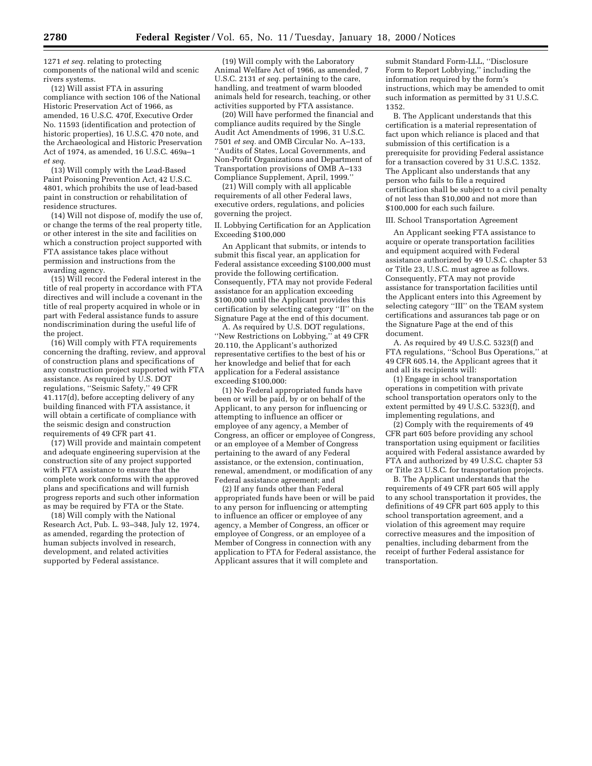1271 *et seq.* relating to protecting components of the national wild and scenic rivers systems.

(12) Will assist FTA in assuring compliance with section 106 of the National Historic Preservation Act of 1966, as amended, 16 U.S.C. 470f, Executive Order No. 11593 (identification and protection of historic properties), 16 U.S.C. 470 note, and the Archaeological and Historic Preservation Act of 1974, as amended, 16 U.S.C. 469a–1 *et seq.*

(13) Will comply with the Lead-Based Paint Poisoning Prevention Act, 42 U.S.C. 4801, which prohibits the use of lead-based paint in construction or rehabilitation of residence structures.

(14) Will not dispose of, modify the use of, or change the terms of the real property title, or other interest in the site and facilities on which a construction project supported with FTA assistance takes place without permission and instructions from the awarding agency.

(15) Will record the Federal interest in the title of real property in accordance with FTA directives and will include a covenant in the title of real property acquired in whole or in part with Federal assistance funds to assure nondiscrimination during the useful life of the project.

(16) Will comply with FTA requirements concerning the drafting, review, and approval of construction plans and specifications of any construction project supported with FTA assistance. As required by U.S. DOT regulations, ''Seismic Safety,'' 49 CFR 41.117(d), before accepting delivery of any building financed with FTA assistance, it will obtain a certificate of compliance with the seismic design and construction requirements of 49 CFR part 41.

(17) Will provide and maintain competent and adequate engineering supervision at the construction site of any project supported with FTA assistance to ensure that the complete work conforms with the approved plans and specifications and will furnish progress reports and such other information as may be required by FTA or the State.

(18) Will comply with the National Research Act, Pub. L. 93–348, July 12, 1974, as amended, regarding the protection of human subjects involved in research, development, and related activities supported by Federal assistance.

(19) Will comply with the Laboratory Animal Welfare Act of 1966, as amended, 7 U.S.C. 2131 *et seq.* pertaining to the care, handling, and treatment of warm blooded animals held for research, teaching, or other activities supported by FTA assistance.

(20) Will have performed the financial and compliance audits required by the Single Audit Act Amendments of 1996, 31 U.S.C. 7501 *et seq.* and OMB Circular No. A–133, ''Audits of States, Local Governments, and Non-Profit Organizations and Department of Transportation provisions of OMB A–133 Compliance Supplement, April, 1999.''

(21) Will comply with all applicable requirements of all other Federal laws, executive orders, regulations, and policies governing the project.

II. Lobbying Certification for an Application Exceeding $100,000

An Applicant that submits, or intends to submit this fiscal year, an application for Federal assistance exceeding $100,000 must provide the following certification. Consequently, FTA may not provide Federal assistance for an application exceeding $100,000 until the Applicant provides this certification by selecting category ''II'' on the Signature Page at the end of this document.

A. As required by U.S. DOT regulations, ''New Restrictions on Lobbying,'' at 49 CFR 20.110, the Applicant's authorized representative certifies to the best of his or her knowledge and belief that for each application for a Federal assistance exceeding $100,000:

(1) No Federal appropriated funds have been or will be paid, by or on behalf of the Applicant, to any person for influencing or attempting to influence an officer or employee of any agency, a Member of Congress, an officer or employee of Congress, or an employee of a Member of Congress pertaining to the award of any Federal assistance, or the extension, continuation, renewal, amendment, or modification of any Federal assistance agreement; and

(2) If any funds other than Federal appropriated funds have been or will be paid to any person for influencing or attempting to influence an officer or employee of any agency, a Member of Congress, an officer or employee of Congress, or an employee of a Member of Congress in connection with any application to FTA for Federal assistance, the Applicant assures that it will complete and submit Standard Form-LLL, ''Disclosure Form to Report Lobbying,'' including the information required by the form's instructions, which may be amended to omit such information as permitted by 31 U.S.C. 1352.

B. The Applicant understands that this certification is a material representation of fact upon which reliance is placed and that submission of this certification is a prerequisite for providing Federal assistance for a transaction covered by 31 U.S.C. 1352. The Applicant also understands that any person who fails to file a required certification shall be subject to a civil penalty of not less than $10,000 and not more than $100,000 for each such failure.

III. School Transportation Agreement

An Applicant seeking FTA assistance to acquire or operate transportation facilities and equipment acquired with Federal assistance authorized by 49 U.S.C. chapter 53 or Title 23, U.S.C. must agree as follows. Consequently, FTA may not provide assistance for transportation facilities until the Applicant enters into this Agreement by selecting category ''III'' on the TEAM system certifications and assurances tab page or on the Signature Page at the end of this document.

A. As required by 49 U.S.C. 5323(f) and FTA regulations, ''School Bus Operations,'' at 49 CFR 605.14, the Applicant agrees that it and all its recipients will:

(1) Engage in school transportation operations in competition with private school transportation operators only to the extent permitted by 49 U.S.C. 5323(f), and implementing regulations, and

(2) Comply with the requirements of 49 CFR part 605 before providing any school transportation using equipment or facilities acquired with Federal assistance awarded by FTA and authorized by 49 U.S.C. chapter 53 or Title 23 U.S.C. for transportation projects.

B. The Applicant understands that the requirements of 49 CFR part 605 will apply to any school transportation it provides, the definitions of 49 CFR part 605 apply to this school transportation agreement, and a violation of this agreement may require corrective measures and the imposition of penalties, including debarment from the receipt of further Federal assistance for transportation.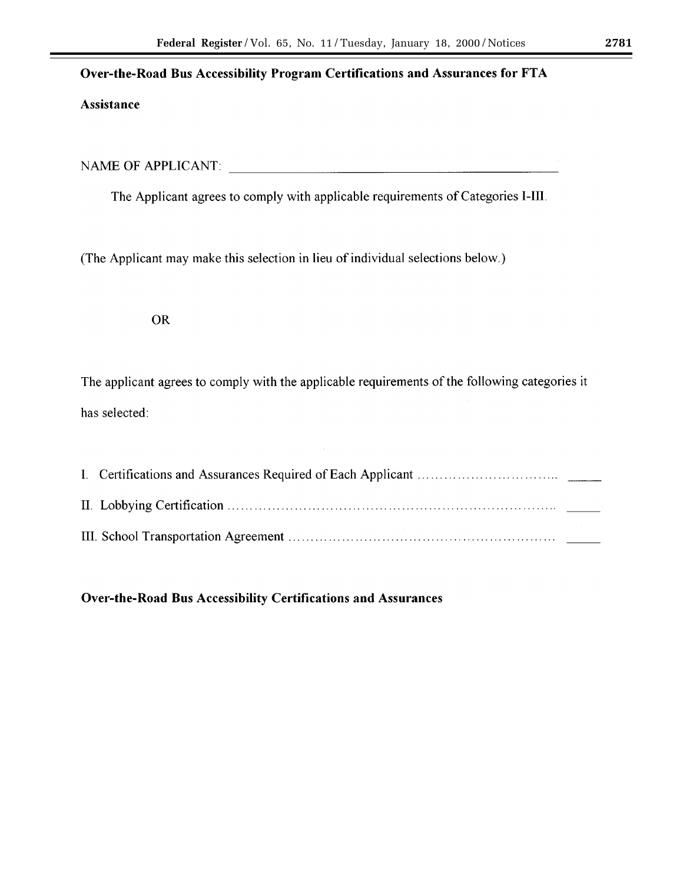**Over-the-Road Bus Accessibility Program Certifications and Assurances for FTA Assistance**

NAME OF APPLICANT: ________________________________________________

The Applicant agrees to comply with applicable requirements of Categories I-III.

(The Applicant may make this selection in lieu of individual selections below.)

OR

The applicant agrees to comply with the applicable requirements of the following categories it has selected:

I. Certifications and Assurances Required of Each Applicant .............................. _____

II. Lobbying Certification ....................................................................... _____

III. School Transportation Agreement ........................................................ _____

**Over-the-Road Bus Accessibility Certifications and Assurances**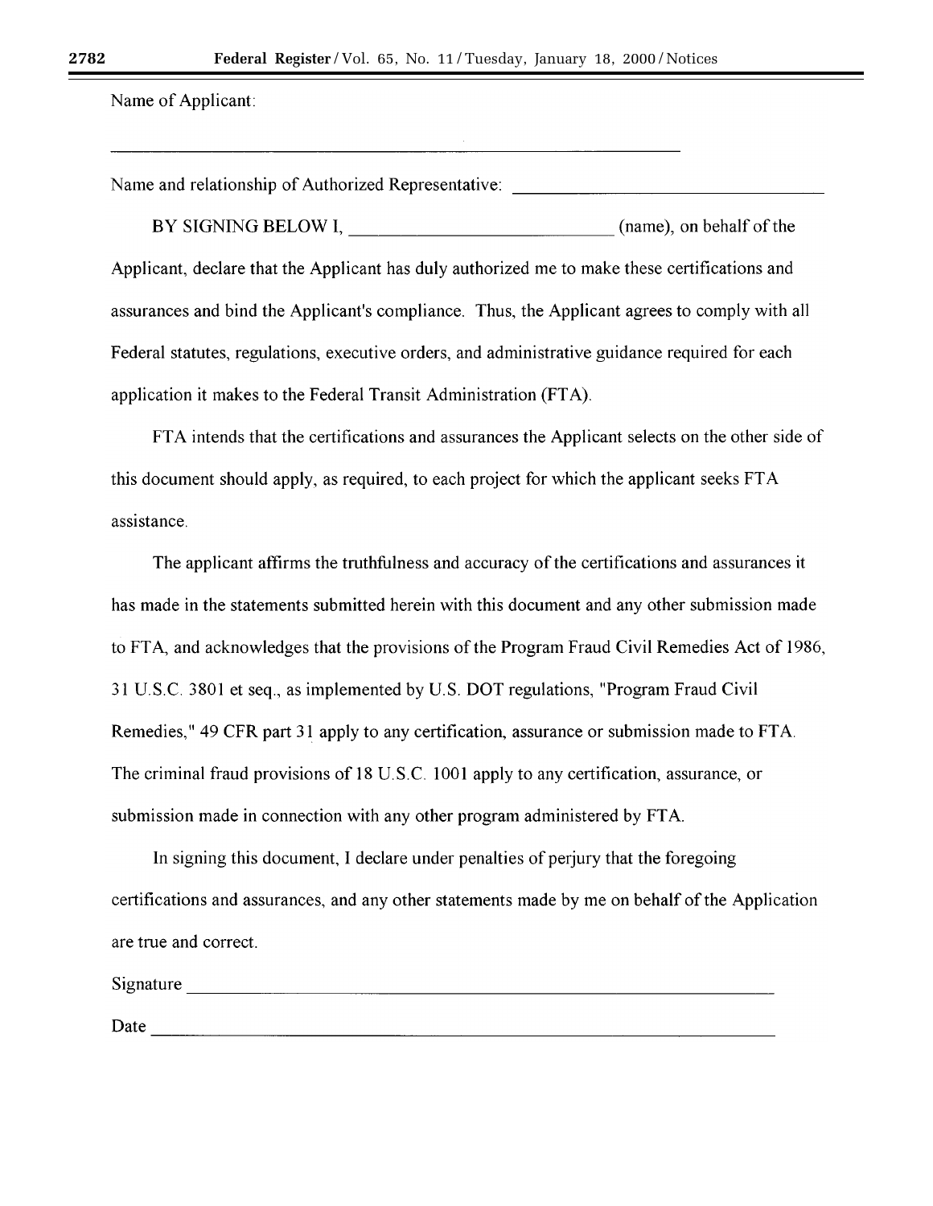Name of Applicant:

\_\_\_\_\_\_\_\_\_\_\_\_\_\_\_\_\_\_\_\_\_\_\_\_\_\_\_\_\_\_\_\_\_\_\_\_\_\_\_\_\_\_\_\_\_\_\_\_\_\_\_\_\_\_\_\_\_\_\_\_

Name and relationship of Authorized Representative: \_\_\_\_\_\_\_\_\_\_\_\_\_\_\_\_\_\_\_\_\_\_\_\_\_\_\_\_\_\_\_\_

BY SIGNING BELOW I, \_\_\_\_\_\_\_\_\_\_\_\_\_\_\_\_\_\_\_\_\_\_\_\_\_\_\_\_ (name), on behalf of the Applicant, declare that the Applicant has duly authorized me to make these certifications and assurances and bind the Applicant's compliance. Thus, the Applicant agrees to comply with all Federal statutes, regulations, executive orders, and administrative guidance required for each application it makes to the Federal Transit Administration (FTA).

FTA intends that the certifications and assurances the Applicant selects on the other side of this document should apply, as required, to each project for which the applicant seeks FTA assistance.

The applicant affirms the truthfulness and accuracy of the certifications and assurances it has made in the statements submitted herein with this document and any other submission made to FTA, and acknowledges that the provisions of the Program Fraud Civil Remedies Act of 1986, 31 U.S.C. 3801 et seq., as implemented by U.S. DOT regulations, "Program Fraud Civil Remedies," 49 CFR part 31 apply to any certification, assurance or submission made to FTA. The criminal fraud provisions of 18 U.S.C. 1001 apply to any certification, assurance, or submission made in connection with any other program administered by FTA.

In signing this document, I declare under penalties of perjury that the foregoing certifications and assurances, and any other statements made by me on behalf of the Application are true and correct.

Signature \_\_\_\_\_\_\_\_\_\_\_\_\_\_\_\_\_\_\_\_\_\_\_\_\_\_\_\_\_\_\_\_\_\_\_\_\_\_\_\_\_\_\_\_\_\_\_\_\_\_\_\_\_\_\_\_

Date \_\_\_\_\_\_\_\_\_\_\_\_\_\_\_\_\_\_\_\_\_\_\_\_\_\_\_\_\_\_\_\_\_\_\_\_\_\_\_\_\_\_\_\_\_\_\_\_\_\_\_\_\_\_\_\_\_\_\_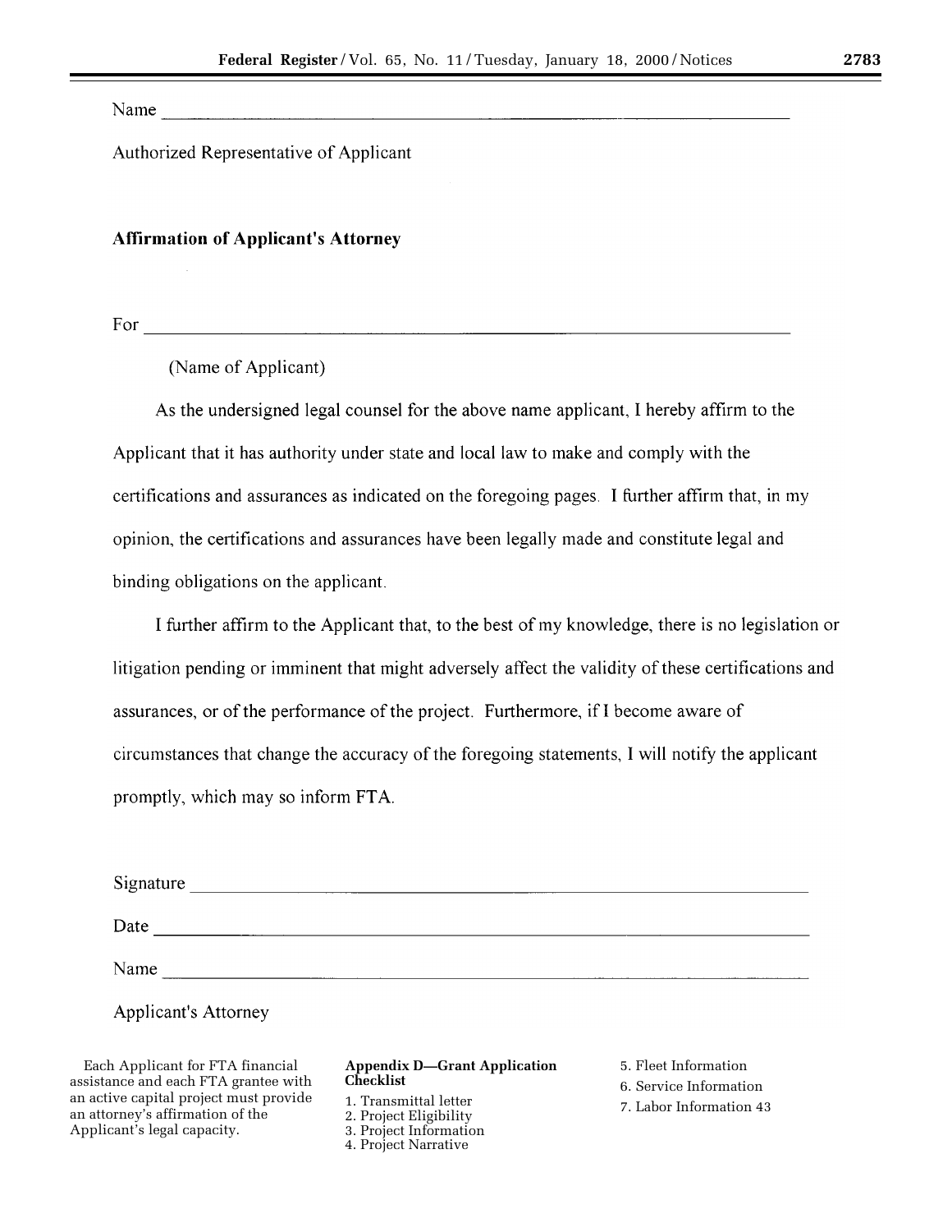Name ______________________________________________

Authorized Representative of Applicant

**Affirmation of Applicant's Attorney**

For ______________________________________________

(Name of Applicant)

As the undersigned legal counsel for the above name applicant, I hereby affirm to the Applicant that it has authority under state and local law to make and comply with the certifications and assurances as indicated on the foregoing pages. I further affirm that, in my opinion, the certifications and assurances have been legally made and constitute legal and binding obligations on the applicant.

I further affirm to the Applicant that, to the best of my knowledge, there is no legislation or litigation pending or imminent that might adversely affect the validity of these certifications and assurances, or of the performance of the project. Furthermore, if I become aware of circumstances that change the accuracy of the foregoing statements, I will notify the applicant promptly, which may so inform FTA.

Signature ______________________________________________

Date ______________________________________________

Name ______________________________________________

Applicant's Attorney

Each Applicant for FTA financial assistance and each FTA grantee with an active capital project must provide an attorney's affirmation of the Applicant's legal capacity.

**Appendix D—Grant Application Checklist**

1. Transmittal letter
2. Project Eligibility
3. Project Information
4. Project Narrative
5. Fleet Information
6. Service Information
7. Labor Information 43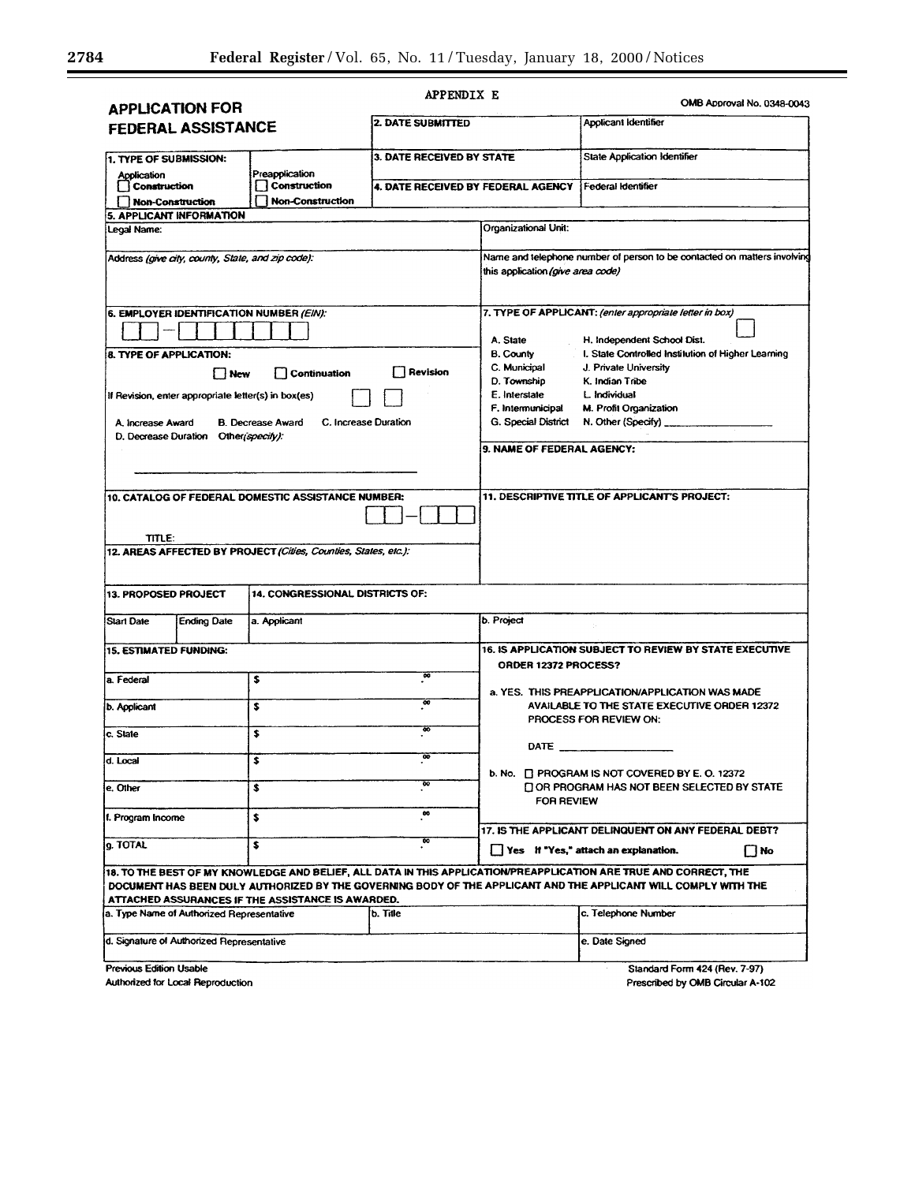APPENDIX E

OMB Approval No. 0348-0043

# APPLICATION FOR FEDERAL ASSISTANCE

| | |
|---|---|
| 2. DATE SUBMITTED | Applicant Identifier |
| 3. DATE RECEIVED BY STATE | State Application Identifier |
| 4. DATE RECEIVED BY FEDERAL AGENCY | Federal Identifier |

**1. TYPE OF SUBMISSION:**

Application
- ☐ Construction
- ☐ Non-Construction

Preapplication
- ☐ Construction
- ☐ Non-Construction

**5. APPLICANT INFORMATION**

| | |
|---|---|
| Legal Name: | Organizational Unit: |
| Address *(give city, county, State, and zip code):* | Name and telephone number of person to be contacted on matters involving this application *(give area code)* |

**6. EMPLOYER IDENTIFICATION NUMBER** *(EIN):* ☐☐-☐☐☐☐☐☐☐

**7. TYPE OF APPLICANT:** *(enter appropriate letter in box)* ☐

| | |
|---|---|
| A. State | H. Independent School Dist. |
| B. County | I. State Controlled Institution of Higher Learning |
| C. Municipal | J. Private University |
| D. Township | K. Indian Tribe |
| E. Interstate | L. Individual |
| F. Intermunicipal | M. Profit Organization |
| G. Special District | N. Other (Specify) ____________ |

**8. TYPE OF APPLICATION:**

☐ New ☐ Continuation ☐ Revision

If Revision, enter appropriate letter(s) in box(es) ☐ ☐

A. Increase Award B. Decrease Award C. Increase Duration
D. Decrease Duration Other*(specify):*

______________________________

**9. NAME OF FEDERAL AGENCY:**

**10. CATALOG OF FEDERAL DOMESTIC ASSISTANCE NUMBER:** ☐☐-☐☐☐

TITLE:

**11. DESCRIPTIVE TITLE OF APPLICANT'S PROJECT:**

**12. AREAS AFFECTED BY PROJECT** *(Cities, Counties, States, etc.):*

| 13. PROPOSED PROJECT | | 14. CONGRESSIONAL DISTRICTS OF: | |
|---|---|---|---|
| Start Date | Ending Date | a. Applicant | b. Project |

**15. ESTIMATED FUNDING:**

| | | |
|---|---|---|
| a. Federal | $ | .00 |
| b. Applicant | $ | .00 |
| c. State | $ | .00 |
| d. Local | $ | .00 |
| e. Other | $ | .00 |
| f. Program Income | $ | .00 |
| g. TOTAL | $ | .00 |

**16. IS APPLICATION SUBJECT TO REVIEW BY STATE EXECUTIVE ORDER 12372 PROCESS?**

a. YES. THIS PREAPPLICATION/APPLICATION WAS MADE AVAILABLE TO THE STATE EXECUTIVE ORDER 12372 PROCESS FOR REVIEW ON:

DATE ______________

b. No. ☐ PROGRAM IS NOT COVERED BY E. O. 12372
☐ OR PROGRAM HAS NOT BEEN SELECTED BY STATE FOR REVIEW

**17. IS THE APPLICANT DELINQUENT ON ANY FEDERAL DEBT?**

☐ Yes If "Yes," attach an explanation. ☐ No

**18. TO THE BEST OF MY KNOWLEDGE AND BELIEF, ALL DATA IN THIS APPLICATION/PREAPPLICATION ARE TRUE AND CORRECT, THE DOCUMENT HAS BEEN DULY AUTHORIZED BY THE GOVERNING BODY OF THE APPLICANT AND THE APPLICANT WILL COMPLY WITH THE ATTACHED ASSURANCES IF THE ASSISTANCE IS AWARDED.**

| | | |
|---|---|---|
| a. Type Name of Authorized Representative | b. Title | c. Telephone Number |
| d. Signature of Authorized Representative | | e. Date Signed |

Previous Edition Usable
Authorized for Local Reproduction

Standard Form 424 (Rev. 7-97)
Prescribed by OMB Circular A-102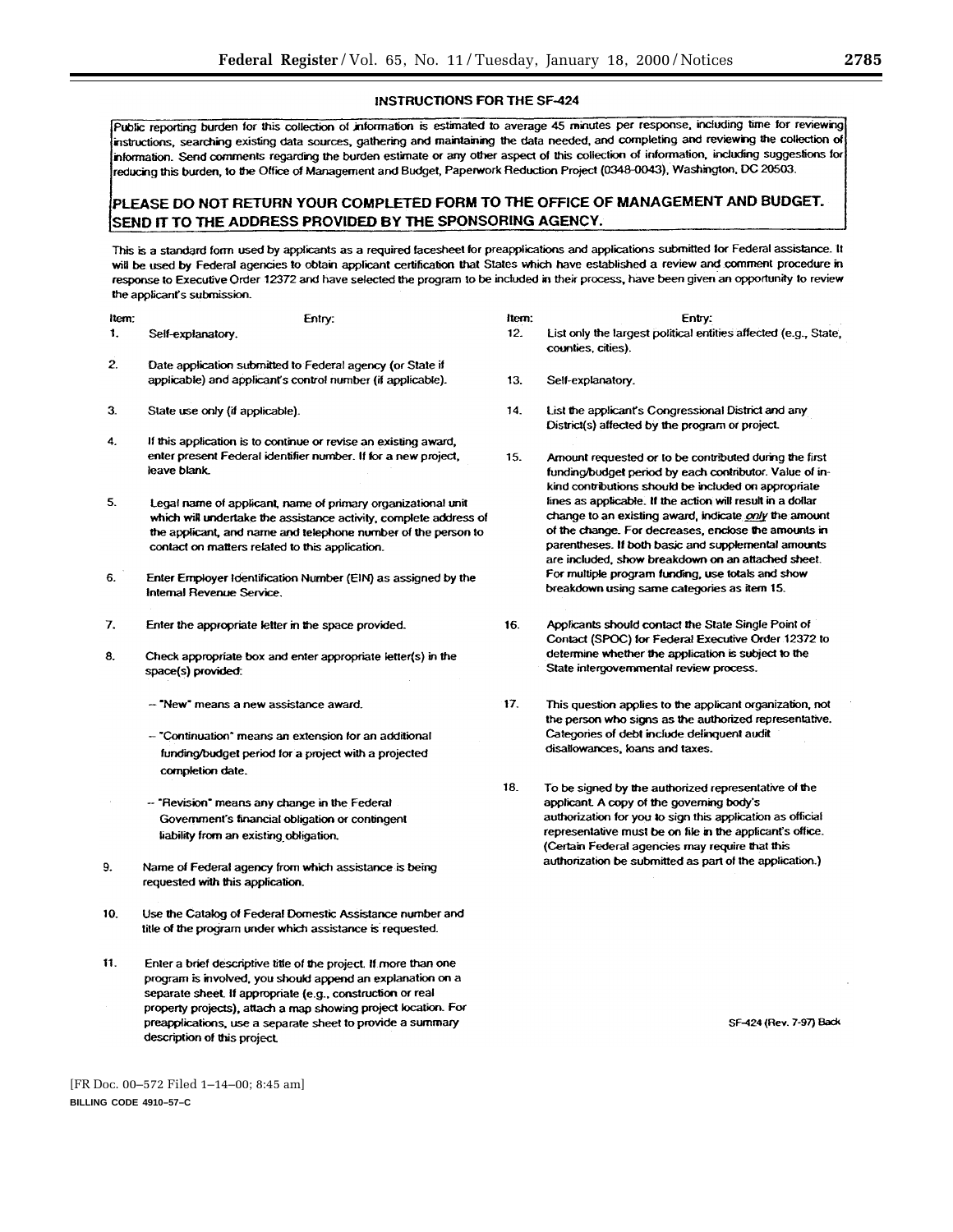## INSTRUCTIONS FOR THE SF-424

Public reporting burden for this collection of information is estimated to average 45 minutes per response, including time for reviewing instructions, searching existing data sources, gathering and maintaining the data needed, and completing and reviewing the collection of information. Send comments regarding the burden estimate or any other aspect of this collection of information, including suggestions for reducing this burden, to the Office of Management and Budget, Paperwork Reduction Project (0348-0043), Washington, DC 20503.

**PLEASE DO NOT RETURN YOUR COMPLETED FORM TO THE OFFICE OF MANAGEMENT AND BUDGET. SEND IT TO THE ADDRESS PROVIDED BY THE SPONSORING AGENCY.**

This is a standard form used by applicants as a required facesheet for preapplications and applications submitted for Federal assistance. It will be used by Federal agencies to obtain applicant certification that States which have established a review and comment procedure in response to Executive Order 12372 and have selected the program to be included in their process, have been given an opportunity to review the applicant's submission.

| Item: | Entry: |
|---|---|
| 1. | Self-explanatory. |
| 2. | Date application submitted to Federal agency (or State if applicable) and applicant's control number (if applicable). |
| 3. | State use only (if applicable). |
| 4. | If this application is to continue or revise an existing award, enter present Federal identifier number. If for a new project, leave blank. |
| 5. | Legal name of applicant, name of primary organizational unit which will undertake the assistance activity, complete address of the applicant, and name and telephone number of the person to contact on matters related to this application. |
| 6. | Enter Employer Identification Number (EIN) as assigned by the Internal Revenue Service. |
| 7. | Enter the appropriate letter in the space provided. |
| 8. | Check appropriate box and enter appropriate letter(s) in the space(s) provided: -- "New" means a new assistance award. -- "Continuation" means an extension for an additional funding/budget period for a project with a projected completion date. -- "Revision" means any change in the Federal Government's financial obligation or contingent liability from an existing obligation. |
| 9. | Name of Federal agency from which assistance is being requested with this application. |
| 10. | Use the Catalog of Federal Domestic Assistance number and title of the program under which assistance is requested. |
| 11. | Enter a brief descriptive title of the project. If more than one program is involved, you should append an explanation on a separate sheet. If appropriate (e.g., construction or real property projects), attach a map showing project location. For preapplications, use a separate sheet to provide a summary description of this project. |
| 12. | List only the largest political entities affected (e.g., State, counties, cities). |
| 13. | Self-explanatory. |
| 14. | List the applicant's Congressional District and any District(s) affected by the program or project. |
| 15. | Amount requested or to be contributed during the first funding/budget period by each contributor. Value of in-kind contributions should be included on appropriate lines as applicable. If the action will result in a dollar change to an existing award, indicate *only* the amount of the change. For decreases, enclose the amounts in parentheses. If both basic and supplemental amounts are included, show breakdown on an attached sheet. For multiple program funding, use totals and show breakdown using same categories as item 15. |
| 16. | Applicants should contact the State Single Point of Contact (SPOC) for Federal Executive Order 12372 to determine whether the application is subject to the State intergovernmental review process. |
| 17. | This question applies to the applicant organization, not the person who signs as the authorized representative. Categories of debt include delinquent audit disallowances, loans and taxes. |
| 18. | To be signed by the authorized representative of the applicant. A copy of the governing body's authorization for you to sign this application as official representative must be on file in the applicant's office. (Certain Federal agencies may require that this authorization be submitted as part of the application.) |

SF-424 (Rev. 7-97) Back

[FR Doc. 00–572 Filed 1–14–00; 8:45 am]

**BILLING CODE 4910–57–C**